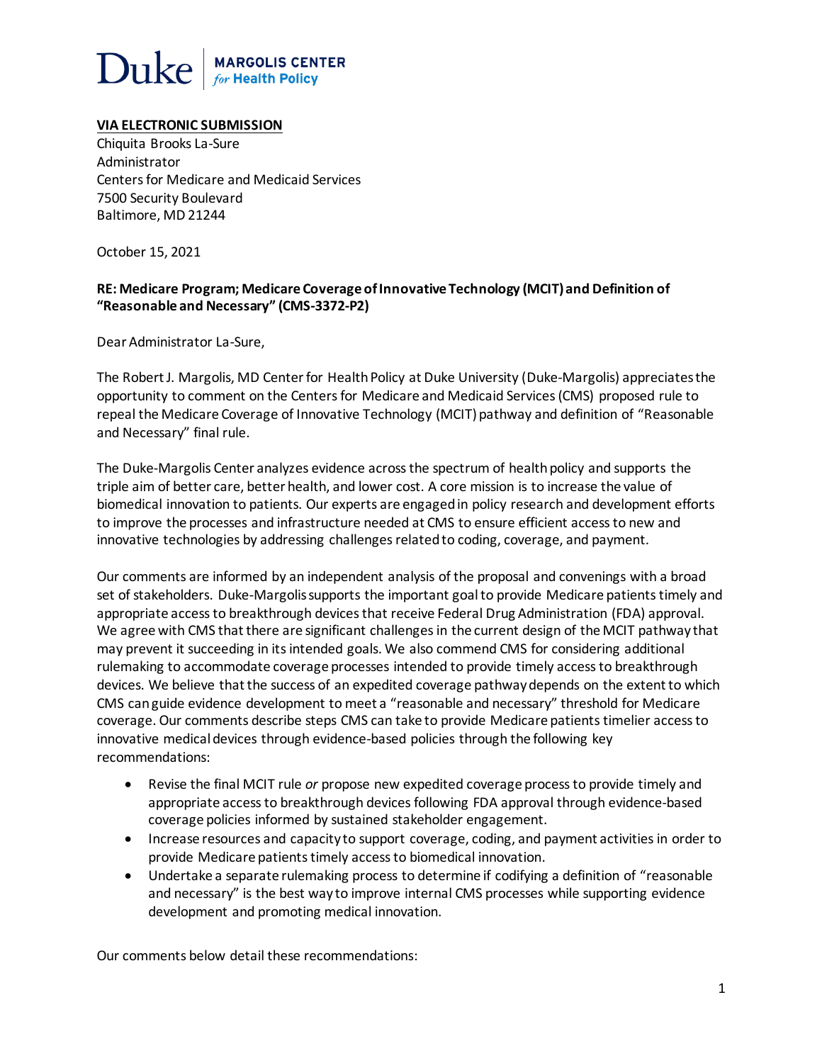Duke | MARGOLIS CENTER *for* Health Policy

**VIA ELECTRONIC SUBMISSION**

Chiquita Brooks La-Sure
Administrator
Centers for Medicare and Medicaid Services
7500 Security Boulevard
Baltimore, MD 21244

October 15, 2021

**RE: Medicare Program; Medicare Coverage of Innovative Technology (MCIT) and Definition of "Reasonable and Necessary" (CMS-3372-P2)**

Dear Administrator La-Sure,

The Robert J. Margolis, MD Center for Health Policy at Duke University (Duke-Margolis) appreciates the opportunity to comment on the Centers for Medicare and Medicaid Services (CMS) proposed rule to repeal the Medicare Coverage of Innovative Technology (MCIT) pathway and definition of "Reasonable and Necessary" final rule.

The Duke-Margolis Center analyzes evidence across the spectrum of health policy and supports the triple aim of better care, better health, and lower cost. A core mission is to increase the value of biomedical innovation to patients. Our experts are engaged in policy research and development efforts to improve the processes and infrastructure needed at CMS to ensure efficient access to new and innovative technologies by addressing challenges related to coding, coverage, and payment.

Our comments are informed by an independent analysis of the proposal and convenings with a broad set of stakeholders. Duke-Margolis supports the important goal to provide Medicare patients timely and appropriate access to breakthrough devices that receive Federal Drug Administration (FDA) approval. We agree with CMS that there are significant challenges in the current design of the MCIT pathway that may prevent it succeeding in its intended goals. We also commend CMS for considering additional rulemaking to accommodate coverage processes intended to provide timely access to breakthrough devices. We believe that the success of an expedited coverage pathway depends on the extent to which CMS can guide evidence development to meet a "reasonable and necessary" threshold for Medicare coverage. Our comments describe steps CMS can take to provide Medicare patients timelier access to innovative medical devices through evidence-based policies through the following key recommendations:

- Revise the final MCIT rule *or* propose new expedited coverage process to provide timely and appropriate access to breakthrough devices following FDA approval through evidence-based coverage policies informed by sustained stakeholder engagement.
- Increase resources and capacity to support coverage, coding, and payment activities in order to provide Medicare patients timely access to biomedical innovation.
- Undertake a separate rulemaking process to determine if codifying a definition of "reasonable and necessary" is the best way to improve internal CMS processes while supporting evidence development and promoting medical innovation.

Our comments below detail these recommendations: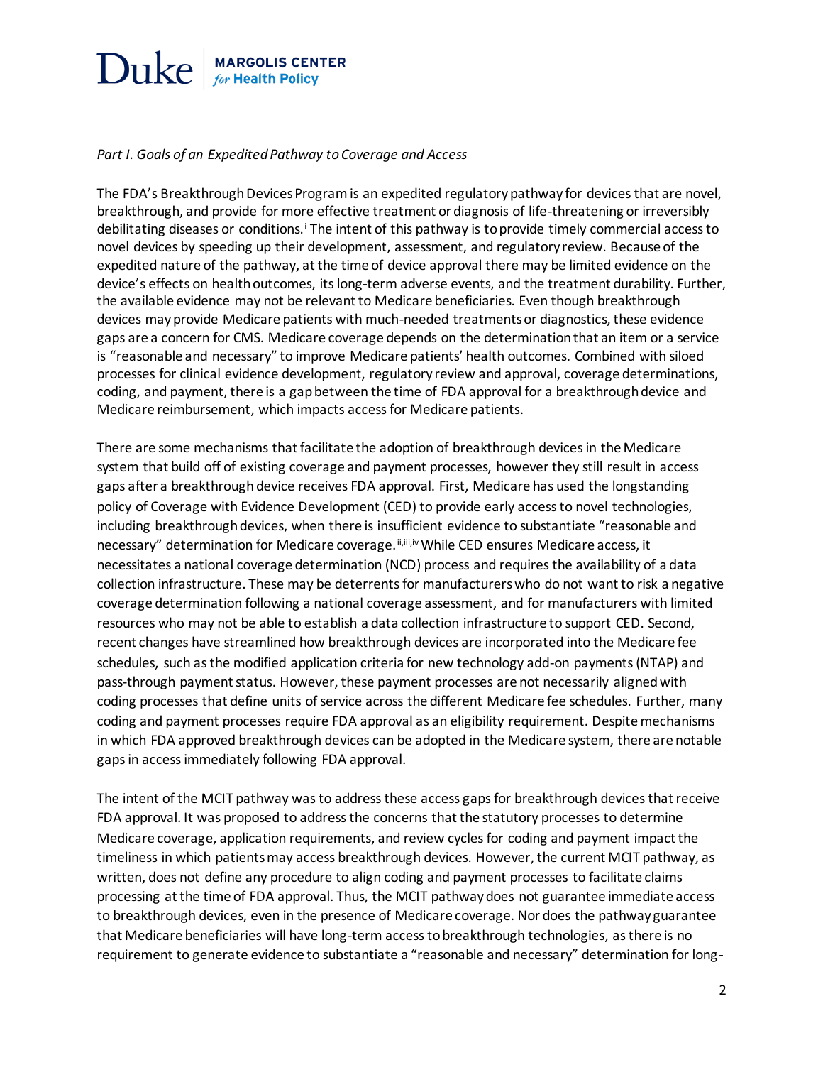*Part I. Goals of an Expedited Pathway to Coverage and Access*

The FDA's Breakthrough Devices Program is an expedited regulatory pathway for devices that are novel, breakthrough, and provide for more effective treatment or diagnosis of life-threatening or irreversibly debilitating diseases or conditions.[i] The intent of this pathway is to provide timely commercial access to novel devices by speeding up their development, assessment, and regulatory review. Because of the expedited nature of the pathway, at the time of device approval there may be limited evidence on the device's effects on health outcomes, its long-term adverse events, and the treatment durability. Further, the available evidence may not be relevant to Medicare beneficiaries. Even though breakthrough devices may provide Medicare patients with much-needed treatments or diagnostics, these evidence gaps are a concern for CMS. Medicare coverage depends on the determination that an item or a service is "reasonable and necessary" to improve Medicare patients' health outcomes. Combined with siloed processes for clinical evidence development, regulatory review and approval, coverage determinations, coding, and payment, there is a gap between the time of FDA approval for a breakthrough device and Medicare reimbursement, which impacts access for Medicare patients.

There are some mechanisms that facilitate the adoption of breakthrough devices in the Medicare system that build off of existing coverage and payment processes, however they still result in access gaps after a breakthrough device receives FDA approval. First, Medicare has used the longstanding policy of Coverage with Evidence Development (CED) to provide early access to novel technologies, including breakthrough devices, when there is insufficient evidence to substantiate "reasonable and necessary" determination for Medicare coverage.[ii,iii,iv] While CED ensures Medicare access, it necessitates a national coverage determination (NCD) process and requires the availability of a data collection infrastructure. These may be deterrents for manufacturers who do not want to risk a negative coverage determination following a national coverage assessment, and for manufacturers with limited resources who may not be able to establish a data collection infrastructure to support CED. Second, recent changes have streamlined how breakthrough devices are incorporated into the Medicare fee schedules, such as the modified application criteria for new technology add-on payments (NTAP) and pass-through payment status. However, these payment processes are not necessarily aligned with coding processes that define units of service across the different Medicare fee schedules. Further, many coding and payment processes require FDA approval as an eligibility requirement. Despite mechanisms in which FDA approved breakthrough devices can be adopted in the Medicare system, there are notable gaps in access immediately following FDA approval.

The intent of the MCIT pathway was to address these access gaps for breakthrough devices that receive FDA approval. It was proposed to address the concerns that the statutory processes to determine Medicare coverage, application requirements, and review cycles for coding and payment impact the timeliness in which patients may access breakthrough devices. However, the current MCIT pathway, as written, does not define any procedure to align coding and payment processes to facilitate claims processing at the time of FDA approval. Thus, the MCIT pathway does not guarantee immediate access to breakthrough devices, even in the presence of Medicare coverage. Nor does the pathway guarantee that Medicare beneficiaries will have long-term access to breakthrough technologies, as there is no requirement to generate evidence to substantiate a "reasonable and necessary" determination for long-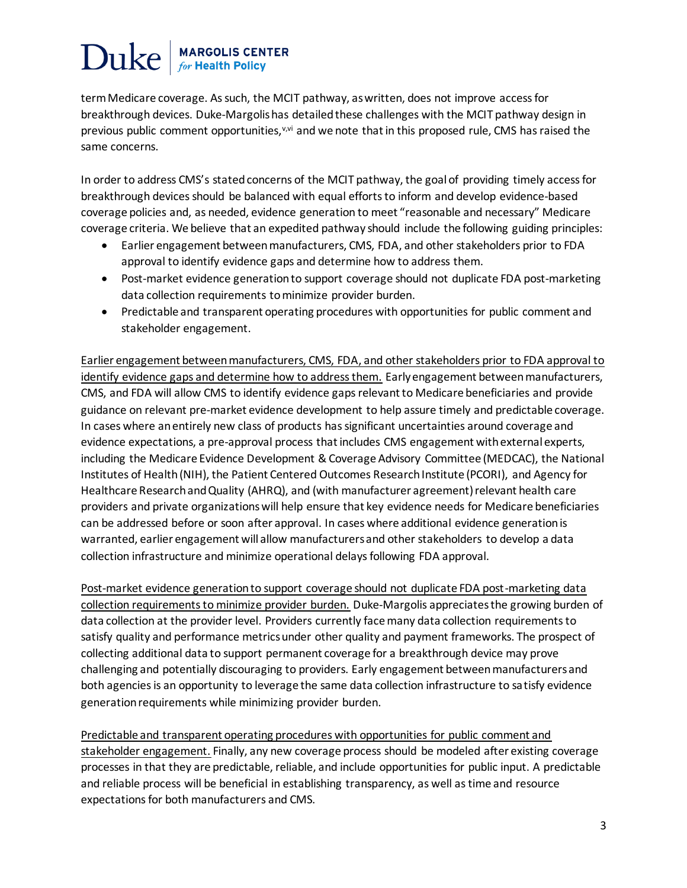term Medicare coverage. As such, the MCIT pathway, as written, does not improve access for breakthrough devices. Duke-Margolis has detailed these challenges with the MCIT pathway design in previous public comment opportunities,[v,vi] and we note that in this proposed rule, CMS has raised the same concerns.

In order to address CMS's stated concerns of the MCIT pathway, the goal of providing timely access for breakthrough devices should be balanced with equal efforts to inform and develop evidence-based coverage policies and, as needed, evidence generation to meet "reasonable and necessary" Medicare coverage criteria. We believe that an expedited pathway should include the following guiding principles:

- Earlier engagement between manufacturers, CMS, FDA, and other stakeholders prior to FDA approval to identify evidence gaps and determine how to address them.
- Post-market evidence generation to support coverage should not duplicate FDA post-marketing data collection requirements to minimize provider burden.
- Predictable and transparent operating procedures with opportunities for public comment and stakeholder engagement.

<u>Earlier engagement between manufacturers, CMS, FDA, and other stakeholders prior to FDA approval to identify evidence gaps and determine how to address them.</u> Early engagement between manufacturers, CMS, and FDA will allow CMS to identify evidence gaps relevant to Medicare beneficiaries and provide guidance on relevant pre-market evidence development to help assure timely and predictable coverage. In cases where an entirely new class of products has significant uncertainties around coverage and evidence expectations, a pre-approval process that includes CMS engagement with external experts, including the Medicare Evidence Development & Coverage Advisory Committee (MEDCAC), the National Institutes of Health (NIH), the Patient Centered Outcomes Research Institute (PCORI), and Agency for Healthcare Research and Quality (AHRQ), and (with manufacturer agreement) relevant health care providers and private organizations will help ensure that key evidence needs for Medicare beneficiaries can be addressed before or soon after approval. In cases where additional evidence generation is warranted, earlier engagement will allow manufacturers and other stakeholders to develop a data collection infrastructure and minimize operational delays following FDA approval.

<u>Post-market evidence generation to support coverage should not duplicate FDA post-marketing data collection requirements to minimize provider burden.</u> Duke-Margolis appreciates the growing burden of data collection at the provider level. Providers currently face many data collection requirements to satisfy quality and performance metrics under other quality and payment frameworks. The prospect of collecting additional data to support permanent coverage for a breakthrough device may prove challenging and potentially discouraging to providers. Early engagement between manufacturers and both agencies is an opportunity to leverage the same data collection infrastructure to satisfy evidence generation requirements while minimizing provider burden.

<u>Predictable and transparent operating procedures with opportunities for public comment and stakeholder engagement.</u> Finally, any new coverage process should be modeled after existing coverage processes in that they are predictable, reliable, and include opportunities for public input. A predictable and reliable process will be beneficial in establishing transparency, as well as time and resource expectations for both manufacturers and CMS.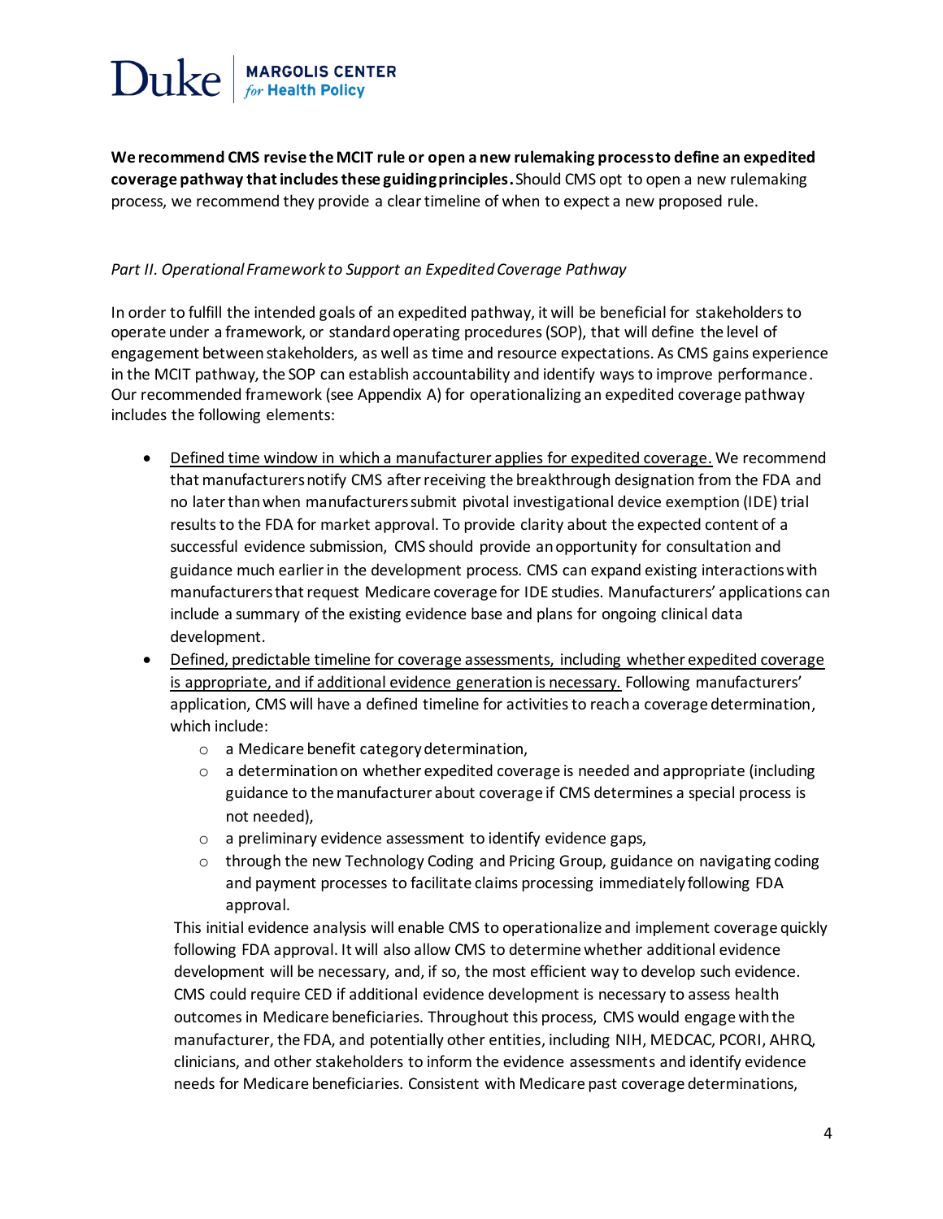**We recommend CMS revise the MCIT rule or open a new rulemaking process to define an expedited coverage pathway that includes these guiding principles.** Should CMS opt to open a new rulemaking process, we recommend they provide a clear timeline of when to expect a new proposed rule.

*Part II. Operational Framework to Support an Expedited Coverage Pathway*

In order to fulfill the intended goals of an expedited pathway, it will be beneficial for stakeholders to operate under a framework, or standard operating procedures (SOP), that will define the level of engagement between stakeholders, as well as time and resource expectations. As CMS gains experience in the MCIT pathway, the SOP can establish accountability and identify ways to improve performance. Our recommended framework (see Appendix A) for operationalizing an expedited coverage pathway includes the following elements:

- Defined time window in which a manufacturer applies for expedited coverage. We recommend that manufacturers notify CMS after receiving the breakthrough designation from the FDA and no later than when manufacturers submit pivotal investigational device exemption (IDE) trial results to the FDA for market approval. To provide clarity about the expected content of a successful evidence submission, CMS should provide an opportunity for consultation and guidance much earlier in the development process. CMS can expand existing interactions with manufacturers that request Medicare coverage for IDE studies. Manufacturers' applications can include a summary of the existing evidence base and plans for ongoing clinical data development.
- Defined, predictable timeline for coverage assessments, including whether expedited coverage is appropriate, and if additional evidence generation is necessary. Following manufacturers' application, CMS will have a defined timeline for activities to reach a coverage determination, which include:
  - a Medicare benefit category determination,
  - a determination on whether expedited coverage is needed and appropriate (including guidance to the manufacturer about coverage if CMS determines a special process is not needed),
  - a preliminary evidence assessment to identify evidence gaps,
  - through the new Technology Coding and Pricing Group, guidance on navigating coding and payment processes to facilitate claims processing immediately following FDA approval.

  This initial evidence analysis will enable CMS to operationalize and implement coverage quickly following FDA approval. It will also allow CMS to determine whether additional evidence development will be necessary, and, if so, the most efficient way to develop such evidence. CMS could require CED if additional evidence development is necessary to assess health outcomes in Medicare beneficiaries. Throughout this process, CMS would engage with the manufacturer, the FDA, and potentially other entities, including NIH, MEDCAC, PCORI, AHRQ, clinicians, and other stakeholders to inform the evidence assessments and identify evidence needs for Medicare beneficiaries. Consistent with Medicare past coverage determinations,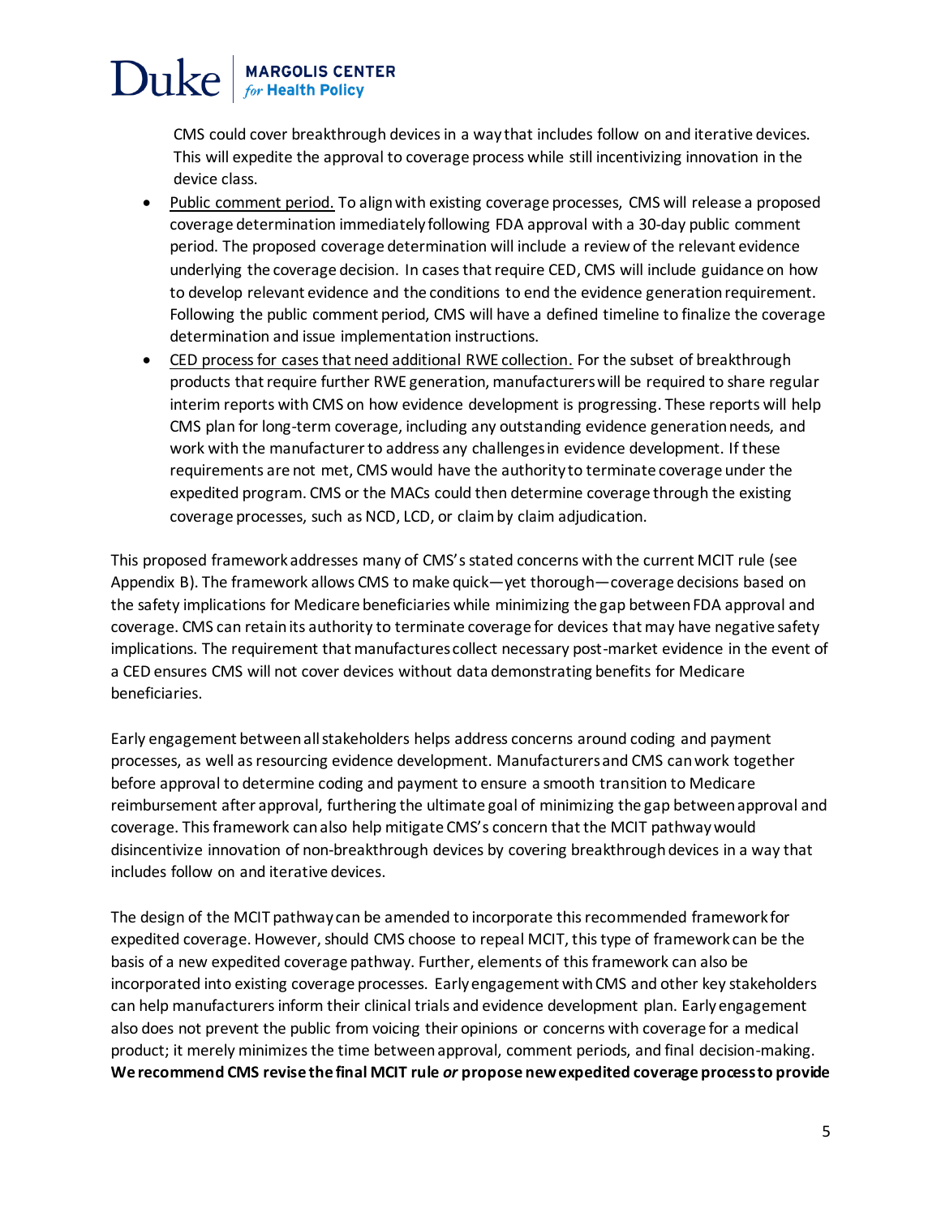CMS could cover breakthrough devices in a way that includes follow on and iterative devices. This will expedite the approval to coverage process while still incentivizing innovation in the device class.

- Public comment period. To align with existing coverage processes, CMS will release a proposed coverage determination immediately following FDA approval with a 30-day public comment period. The proposed coverage determination will include a review of the relevant evidence underlying the coverage decision. In cases that require CED, CMS will include guidance on how to develop relevant evidence and the conditions to end the evidence generation requirement. Following the public comment period, CMS will have a defined timeline to finalize the coverage determination and issue implementation instructions.
- CED process for cases that need additional RWE collection. For the subset of breakthrough products that require further RWE generation, manufacturers will be required to share regular interim reports with CMS on how evidence development is progressing. These reports will help CMS plan for long-term coverage, including any outstanding evidence generation needs, and work with the manufacturer to address any challenges in evidence development. If these requirements are not met, CMS would have the authority to terminate coverage under the expedited program. CMS or the MACs could then determine coverage through the existing coverage processes, such as NCD, LCD, or claim by claim adjudication.

This proposed framework addresses many of CMS's stated concerns with the current MCIT rule (see Appendix B). The framework allows CMS to make quick—yet thorough—coverage decisions based on the safety implications for Medicare beneficiaries while minimizing the gap between FDA approval and coverage. CMS can retain its authority to terminate coverage for devices that may have negative safety implications. The requirement that manufactures collect necessary post-market evidence in the event of a CED ensures CMS will not cover devices without data demonstrating benefits for Medicare beneficiaries.

Early engagement between all stakeholders helps address concerns around coding and payment processes, as well as resourcing evidence development. Manufacturers and CMS can work together before approval to determine coding and payment to ensure a smooth transition to Medicare reimbursement after approval, furthering the ultimate goal of minimizing the gap between approval and coverage. This framework can also help mitigate CMS's concern that the MCIT pathway would disincentivize innovation of non-breakthrough devices by covering breakthrough devices in a way that includes follow on and iterative devices.

The design of the MCIT pathway can be amended to incorporate this recommended framework for expedited coverage. However, should CMS choose to repeal MCIT, this type of framework can be the basis of a new expedited coverage pathway. Further, elements of this framework can also be incorporated into existing coverage processes. Early engagement with CMS and other key stakeholders can help manufacturers inform their clinical trials and evidence development plan. Early engagement also does not prevent the public from voicing their opinions or concerns with coverage for a medical product; it merely minimizes the time between approval, comment periods, and final decision-making. **We recommend CMS revise the final MCIT rule *or* propose new expedited coverage process to provide**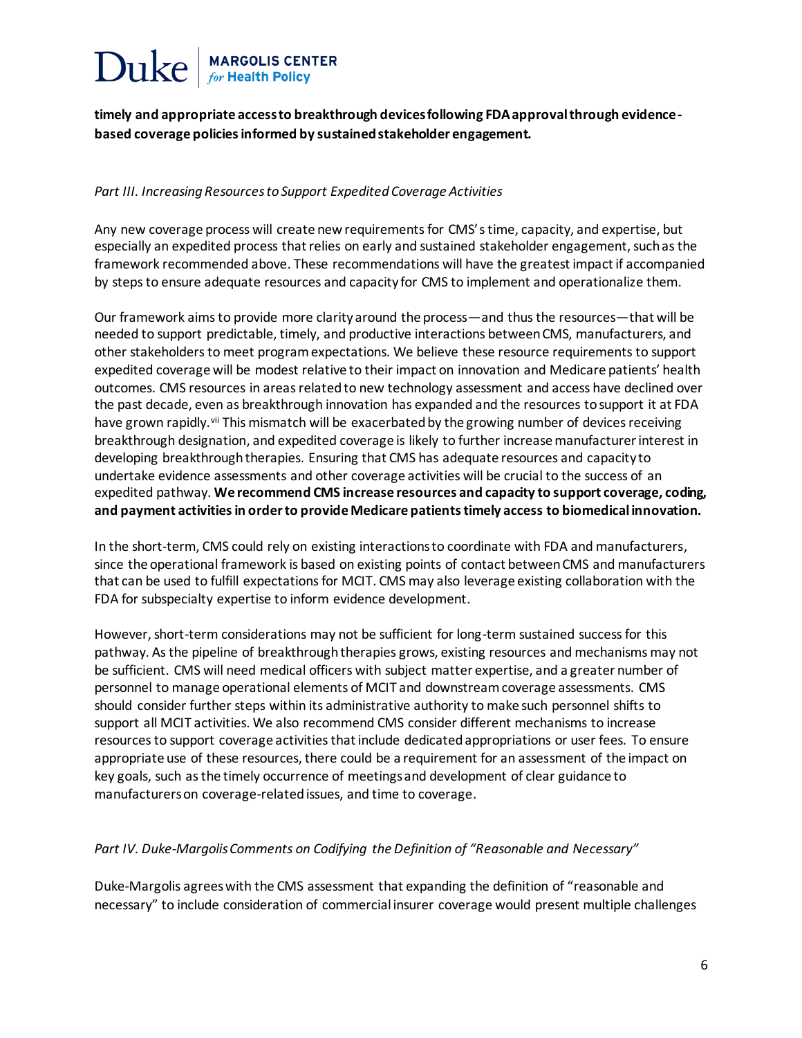**timely and appropriate access to breakthrough devices following FDA approval through evidence-based coverage policies informed by sustained stakeholder engagement.**

*Part III. Increasing Resources to Support Expedited Coverage Activities*

Any new coverage process will create new requirements for CMS's time, capacity, and expertise, but especially an expedited process that relies on early and sustained stakeholder engagement, such as the framework recommended above. These recommendations will have the greatest impact if accompanied by steps to ensure adequate resources and capacity for CMS to implement and operationalize them.

Our framework aims to provide more clarity around the process—and thus the resources—that will be needed to support predictable, timely, and productive interactions between CMS, manufacturers, and other stakeholders to meet program expectations. We believe these resource requirements to support expedited coverage will be modest relative to their impact on innovation and Medicare patients' health outcomes. CMS resources in areas related to new technology assessment and access have declined over the past decade, even as breakthrough innovation has expanded and the resources to support it at FDA have grown rapidly.[vii] This mismatch will be exacerbated by the growing number of devices receiving breakthrough designation, and expedited coverage is likely to further increase manufacturer interest in developing breakthrough therapies. Ensuring that CMS has adequate resources and capacity to undertake evidence assessments and other coverage activities will be crucial to the success of an expedited pathway. **We recommend CMS increase resources and capacity to support coverage, coding, and payment activities in order to provide Medicare patients timely access to biomedical innovation.**

In the short-term, CMS could rely on existing interactions to coordinate with FDA and manufacturers, since the operational framework is based on existing points of contact between CMS and manufacturers that can be used to fulfill expectations for MCIT. CMS may also leverage existing collaboration with the FDA for subspecialty expertise to inform evidence development.

However, short-term considerations may not be sufficient for long-term sustained success for this pathway. As the pipeline of breakthrough therapies grows, existing resources and mechanisms may not be sufficient. CMS will need medical officers with subject matter expertise, and a greater number of personnel to manage operational elements of MCIT and downstream coverage assessments. CMS should consider further steps within its administrative authority to make such personnel shifts to support all MCIT activities. We also recommend CMS consider different mechanisms to increase resources to support coverage activities that include dedicated appropriations or user fees. To ensure appropriate use of these resources, there could be a requirement for an assessment of the impact on key goals, such as the timely occurrence of meetings and development of clear guidance to manufacturers on coverage-related issues, and time to coverage.

*Part IV. Duke-Margolis Comments on Codifying the Definition of "Reasonable and Necessary"*

Duke-Margolis agrees with the CMS assessment that expanding the definition of "reasonable and necessary" to include consideration of commercial insurer coverage would present multiple challenges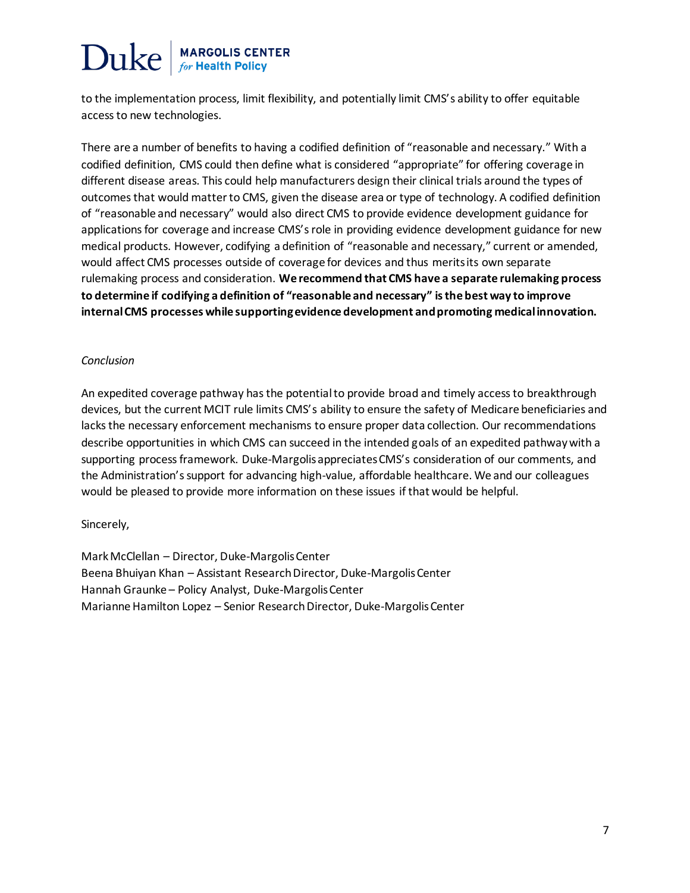to the implementation process, limit flexibility, and potentially limit CMS's ability to offer equitable access to new technologies.

There are a number of benefits to having a codified definition of "reasonable and necessary." With a codified definition, CMS could then define what is considered "appropriate" for offering coverage in different disease areas. This could help manufacturers design their clinical trials around the types of outcomes that would matter to CMS, given the disease area or type of technology. A codified definition of "reasonable and necessary" would also direct CMS to provide evidence development guidance for applications for coverage and increase CMS's role in providing evidence development guidance for new medical products. However, codifying a definition of "reasonable and necessary," current or amended, would affect CMS processes outside of coverage for devices and thus merits its own separate rulemaking process and consideration. **We recommend that CMS have a separate rulemaking process to determine if codifying a definition of "reasonable and necessary" is the best way to improve internal CMS processes while supporting evidence development and promoting medical innovation.**

*Conclusion*

An expedited coverage pathway has the potential to provide broad and timely access to breakthrough devices, but the current MCIT rule limits CMS's ability to ensure the safety of Medicare beneficiaries and lacks the necessary enforcement mechanisms to ensure proper data collection. Our recommendations describe opportunities in which CMS can succeed in the intended goals of an expedited pathway with a supporting process framework. Duke-Margolis appreciates CMS's consideration of our comments, and the Administration's support for advancing high-value, affordable healthcare. We and our colleagues would be pleased to provide more information on these issues if that would be helpful.

Sincerely,

Mark McClellan – Director, Duke-Margolis Center
Beena Bhuiyan Khan – Assistant Research Director, Duke-Margolis Center
Hannah Graunke – Policy Analyst, Duke-Margolis Center
Marianne Hamilton Lopez – Senior Research Director, Duke-Margolis Center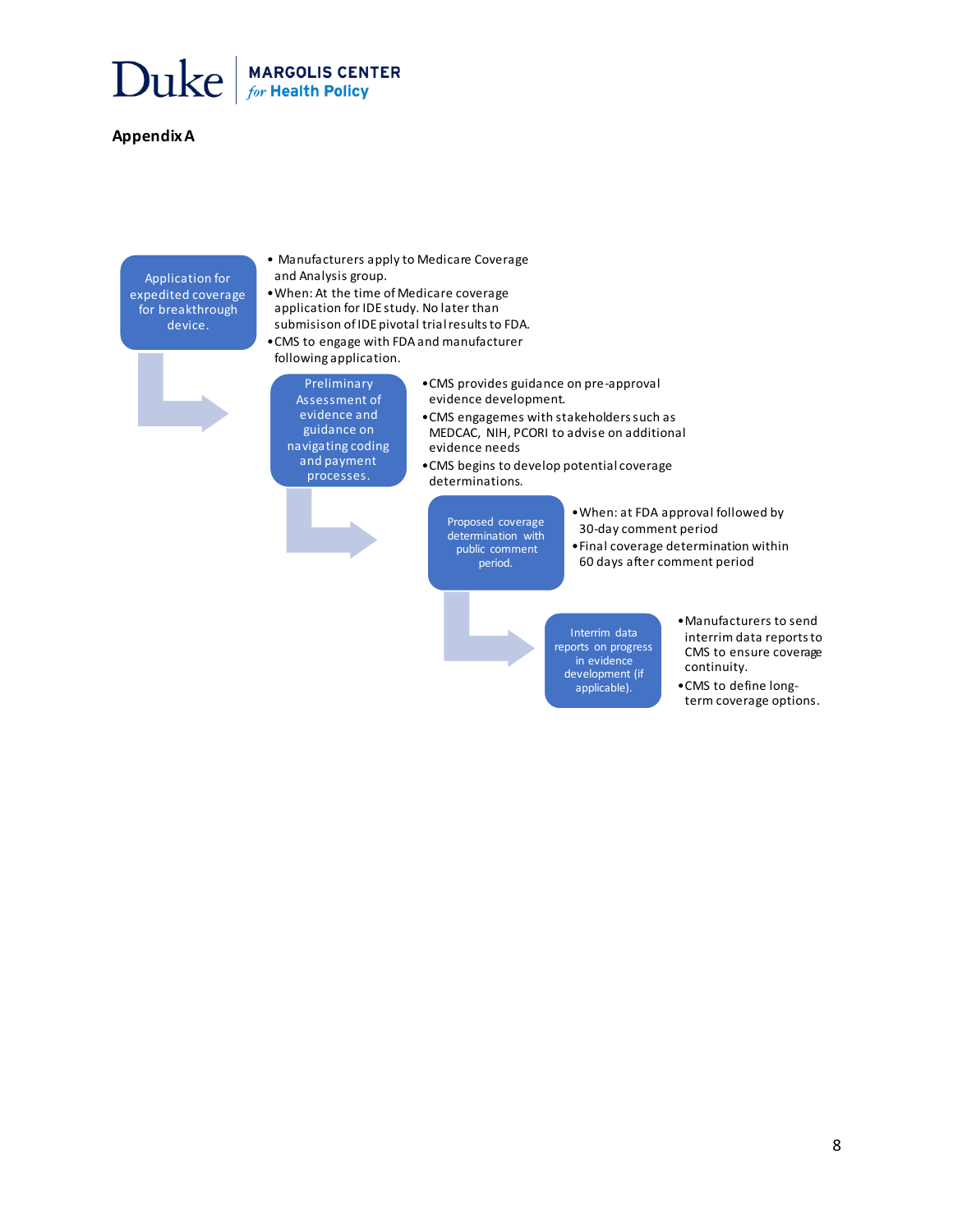## Appendix A

**Application for expedited coverage for breakthrough device.**

- Manufacturers apply to Medicare Coverage and Analysis group.
- When: At the time of Medicare coverage application for IDE study. No later than submisison of IDE pivotal trial results to FDA.
- CMS to engage with FDA and manufacturer following application.

**Preliminary Assessment of evidence and guidance on navigating coding and payment processes.**

- CMS provides guidance on pre-approval evidence development.
- CMS engagemes with stakeholders such as MEDCAC, NIH, PCORI to advise on additional evidence needs
- CMS begins to develop potential coverage determinations.

**Proposed coverage determination with public comment period.**

- When: at FDA approval followed by 30-day comment period
- Final coverage determination within 60 days after comment period

**Interrim data reports on progress in evidence development (if applicable).**

- Manufacturers to send interrim data reports to CMS to ensure coverage continuity.
- CMS to define long-term coverage options.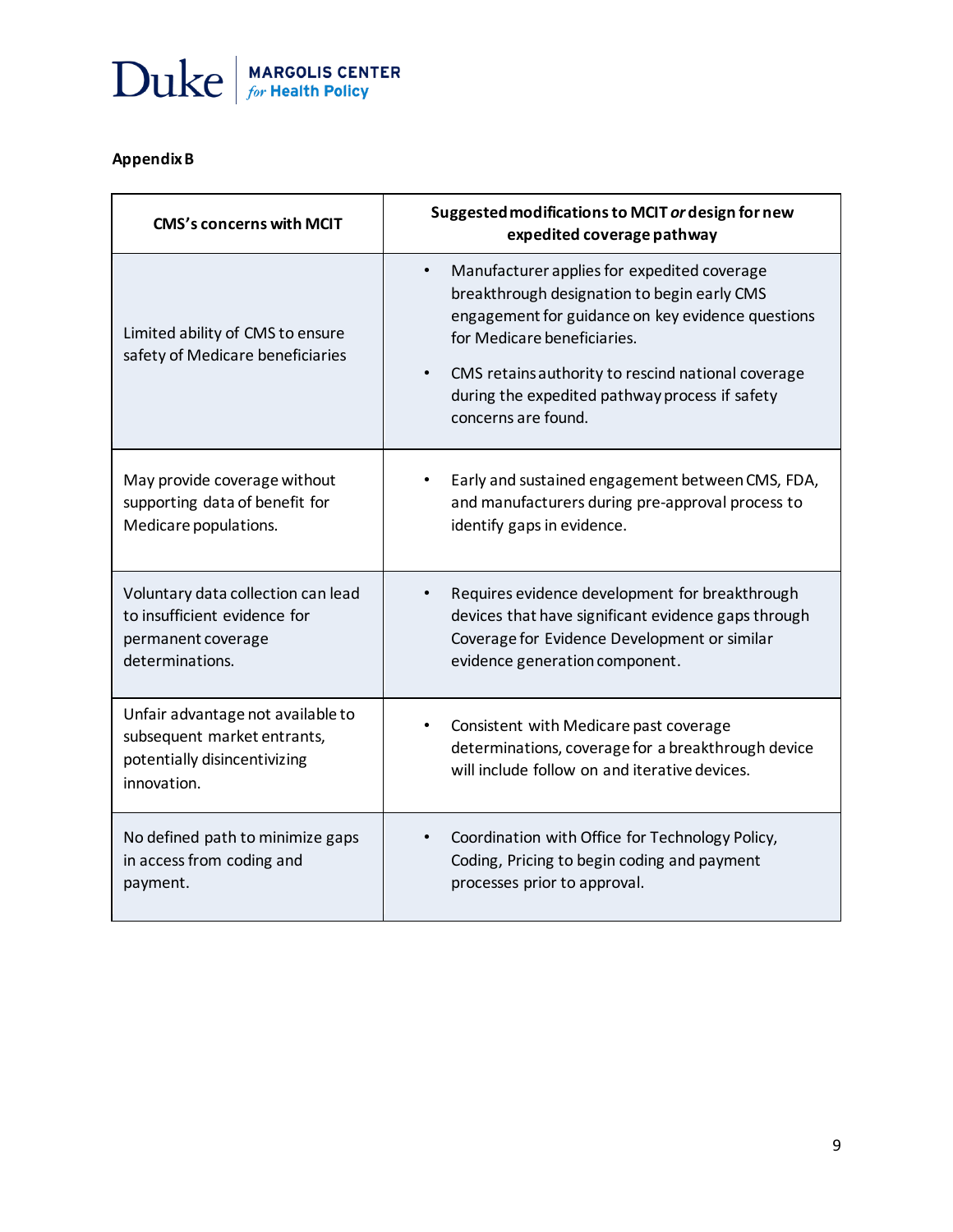**Appendix B**

| CMS's concerns with MCIT | Suggested modifications to MCIT *or* design for new expedited coverage pathway |
|---|---|
| Limited ability of CMS to ensure safety of Medicare beneficiaries | • Manufacturer applies for expedited coverage breakthrough designation to begin early CMS engagement for guidance on key evidence questions for Medicare beneficiaries.<br>• CMS retains authority to rescind national coverage during the expedited pathway process if safety concerns are found. |
| May provide coverage without supporting data of benefit for Medicare populations. | • Early and sustained engagement between CMS, FDA, and manufacturers during pre-approval process to identify gaps in evidence. |
| Voluntary data collection can lead to insufficient evidence for permanent coverage determinations. | • Requires evidence development for breakthrough devices that have significant evidence gaps through Coverage for Evidence Development or similar evidence generation component. |
| Unfair advantage not available to subsequent market entrants, potentially disincentivizing innovation. | • Consistent with Medicare past coverage determinations, coverage for a breakthrough device will include follow on and iterative devices. |
| No defined path to minimize gaps in access from coding and payment. | • Coordination with Office for Technology Policy, Coding, Pricing to begin coding and payment processes prior to approval. |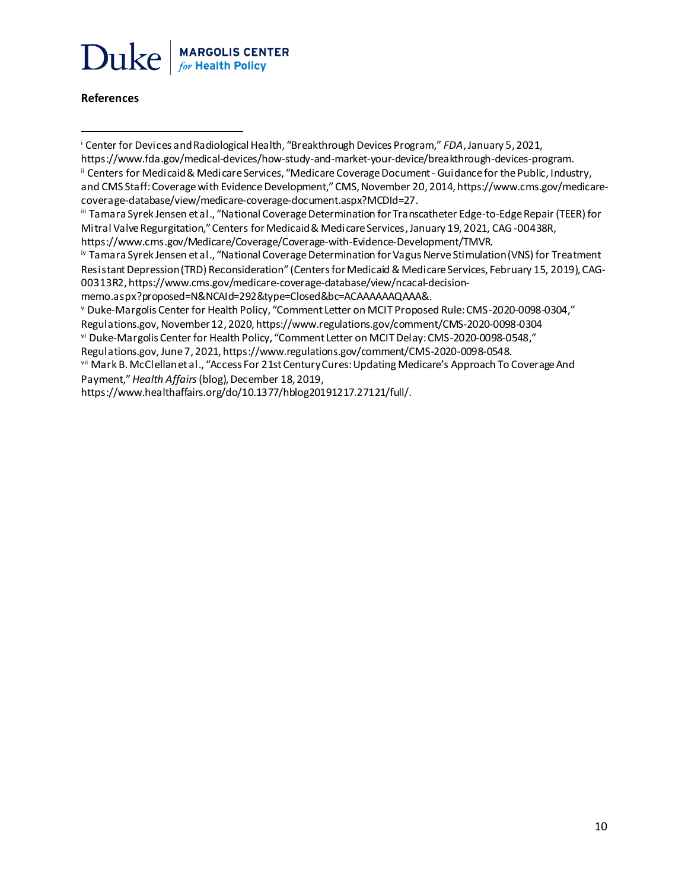**References**

---

[i] Center for Devices and Radiological Health, "Breakthrough Devices Program," *FDA*, January 5, 2021, https://www.fda.gov/medical-devices/how-study-and-market-your-device/breakthrough-devices-program.

[ii] Centers for Medicaid & Medicare Services, "Medicare Coverage Document - Guidance for the Public, Industry, and CMS Staff: Coverage with Evidence Development," CMS, November 20, 2014, https://www.cms.gov/medicare-coverage-database/view/medicare-coverage-document.aspx?MCDId=27.

[iii] Tamara Syrek Jensen et al., "National Coverage Determination for Transcatheter Edge-to-Edge Repair (TEER) for Mitral Valve Regurgitation," Centers for Medicaid & Medicare Services, January 19, 2021, CAG-00438R, https://www.cms.gov/Medicare/Coverage/Coverage-with-Evidence-Development/TMVR.

[iv] Tamara Syrek Jensen et al., "National Coverage Determination for Vagus Nerve Stimulation (VNS) for Treatment Resistant Depression (TRD) Reconsideration" (Centers for Medicaid & Medicare Services, February 15, 2019), CAG-00313R2, https://www.cms.gov/medicare-coverage-database/view/ncacal-decision-memo.aspx?proposed=N&NCAId=292&type=Closed&bc=ACAAAAAAQAAA&.

[v] Duke-Margolis Center for Health Policy, "Comment Letter on MCIT Proposed Rule: CMS-2020-0098-0304," Regulations.gov, November 12, 2020, https://www.regulations.gov/comment/CMS-2020-0098-0304

[vi] Duke-Margolis Center for Health Policy, "Comment Letter on MCIT Delay: CMS-2020-0098-0548," Regulations.gov, June 7, 2021, https://www.regulations.gov/comment/CMS-2020-0098-0548.

[vii] Mark B. McClellan et al., "Access For 21st Century Cures: Updating Medicare's Approach To Coverage And Payment," *Health Affairs* (blog), December 18, 2019, https://www.healthaffairs.org/do/10.1377/hblog20191217.27121/full/.